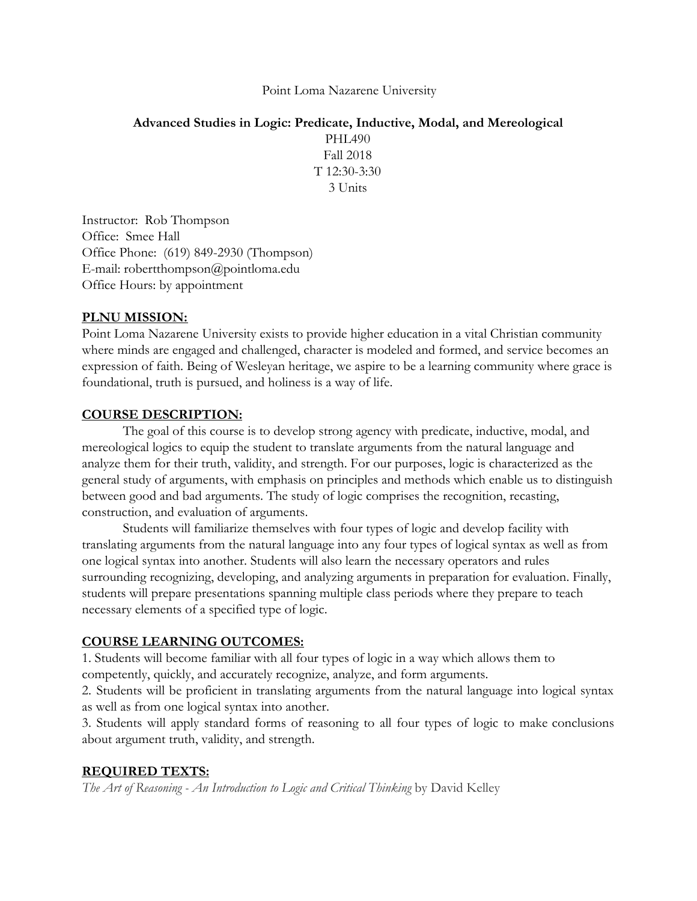Point Loma Nazarene University

**Advanced Studies in Logic: Predicate, Inductive, Modal, and Mereological**

PHL490

Fall 2018

T 12:30-3:30

3 Units

Instructor: Rob Thompson
Office: Smee Hall
Office Phone: (619) 849-2930 (Thompson)
E-mail: robertthompson@pointloma.edu
Office Hours: by appointment

## PLNU MISSION:

Point Loma Nazarene University exists to provide higher education in a vital Christian community where minds are engaged and challenged, character is modeled and formed, and service becomes an expression of faith. Being of Wesleyan heritage, we aspire to be a learning community where grace is foundational, truth is pursued, and holiness is a way of life.

## COURSE DESCRIPTION:

The goal of this course is to develop strong agency with predicate, inductive, modal, and mereological logics to equip the student to translate arguments from the natural language and analyze them for their truth, validity, and strength. For our purposes, logic is characterized as the general study of arguments, with emphasis on principles and methods which enable us to distinguish between good and bad arguments. The study of logic comprises the recognition, recasting, construction, and evaluation of arguments.

Students will familiarize themselves with four types of logic and develop facility with translating arguments from the natural language into any four types of logical syntax as well as from one logical syntax into another. Students will also learn the necessary operators and rules surrounding recognizing, developing, and analyzing arguments in preparation for evaluation. Finally, students will prepare presentations spanning multiple class periods where they prepare to teach necessary elements of a specified type of logic.

## COURSE LEARNING OUTCOMES:

1. Students will become familiar with all four types of logic in a way which allows them to competently, quickly, and accurately recognize, analyze, and form arguments.
2. Students will be proficient in translating arguments from the natural language into logical syntax as well as from one logical syntax into another.
3. Students will apply standard forms of reasoning to all four types of logic to make conclusions about argument truth, validity, and strength.

## REQUIRED TEXTS:

*The Art of Reasoning - An Introduction to Logic and Critical Thinking* by David Kelley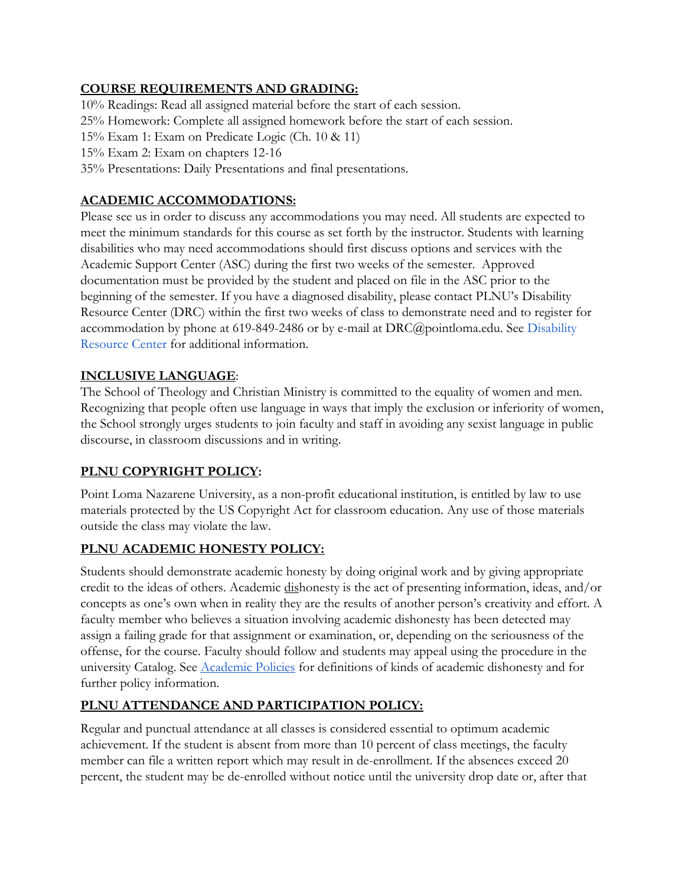## COURSE REQUIREMENTS AND GRADING:

10% Readings: Read all assigned material before the start of each session.
25% Homework: Complete all assigned homework before the start of each session.
15% Exam 1: Exam on Predicate Logic (Ch. 10 & 11)
15% Exam 2: Exam on chapters 12-16
35% Presentations: Daily Presentations and final presentations.

## ACADEMIC ACCOMMODATIONS:

Please see us in order to discuss any accommodations you may need. All students are expected to meet the minimum standards for this course as set forth by the instructor. Students with learning disabilities who may need accommodations should first discuss options and services with the Academic Support Center (ASC) during the first two weeks of the semester. Approved documentation must be provided by the student and placed on file in the ASC prior to the beginning of the semester. If you have a diagnosed disability, please contact PLNU's Disability Resource Center (DRC) within the first two weeks of class to demonstrate need and to register for accommodation by phone at 619-849-2486 or by e-mail at DRC@pointloma.edu. See Disability Resource Center for additional information.

## INCLUSIVE LANGUAGE:

The School of Theology and Christian Ministry is committed to the equality of women and men. Recognizing that people often use language in ways that imply the exclusion or inferiority of women, the School strongly urges students to join faculty and staff in avoiding any sexist language in public discourse, in classroom discussions and in writing.

## PLNU COPYRIGHT POLICY:

Point Loma Nazarene University, as a non-profit educational institution, is entitled by law to use materials protected by the US Copyright Act for classroom education. Any use of those materials outside the class may violate the law.

## PLNU ACADEMIC HONESTY POLICY:

Students should demonstrate academic honesty by doing original work and by giving appropriate credit to the ideas of others. Academic dishonesty is the act of presenting information, ideas, and/or concepts as one's own when in reality they are the results of another person's creativity and effort. A faculty member who believes a situation involving academic dishonesty has been detected may assign a failing grade for that assignment or examination, or, depending on the seriousness of the offense, for the course. Faculty should follow and students may appeal using the procedure in the university Catalog. See Academic Policies for definitions of kinds of academic dishonesty and for further policy information.

## PLNU ATTENDANCE AND PARTICIPATION POLICY:

Regular and punctual attendance at all classes is considered essential to optimum academic achievement. If the student is absent from more than 10 percent of class meetings, the faculty member can file a written report which may result in de-enrollment. If the absences exceed 20 percent, the student may be de-enrolled without notice until the university drop date or, after that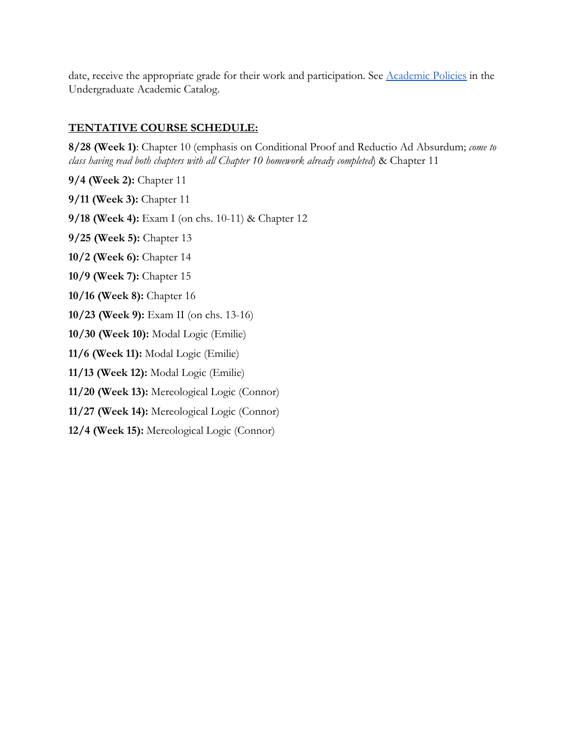date, receive the appropriate grade for their work and participation. See [Academic Policies] in the Undergraduate Academic Catalog.

**TENTATIVE COURSE SCHEDULE:**

**8/28 (Week 1)**: Chapter 10 (emphasis on Conditional Proof and Reductio Ad Absurdum; *come to class having read both chapters with all Chapter 10 homework already completed*) & Chapter 11

**9/4 (Week 2):** Chapter 11

**9/11 (Week 3):** Chapter 11

**9/18 (Week 4):** Exam I (on chs. 10-11) & Chapter 12

**9/25 (Week 5):** Chapter 13

**10/2 (Week 6):** Chapter 14

**10/9 (Week 7):** Chapter 15

**10/16 (Week 8):** Chapter 16

**10/23 (Week 9):** Exam II (on chs. 13-16)

**10/30 (Week 10):** Modal Logic (Emilie)

**11/6 (Week 11):** Modal Logic (Emilie)

**11/13 (Week 12):** Modal Logic (Emilie)

**11/20 (Week 13):** Mereological Logic (Connor)

**11/27 (Week 14):** Mereological Logic (Connor)

**12/4 (Week 15):** Mereological Logic (Connor)